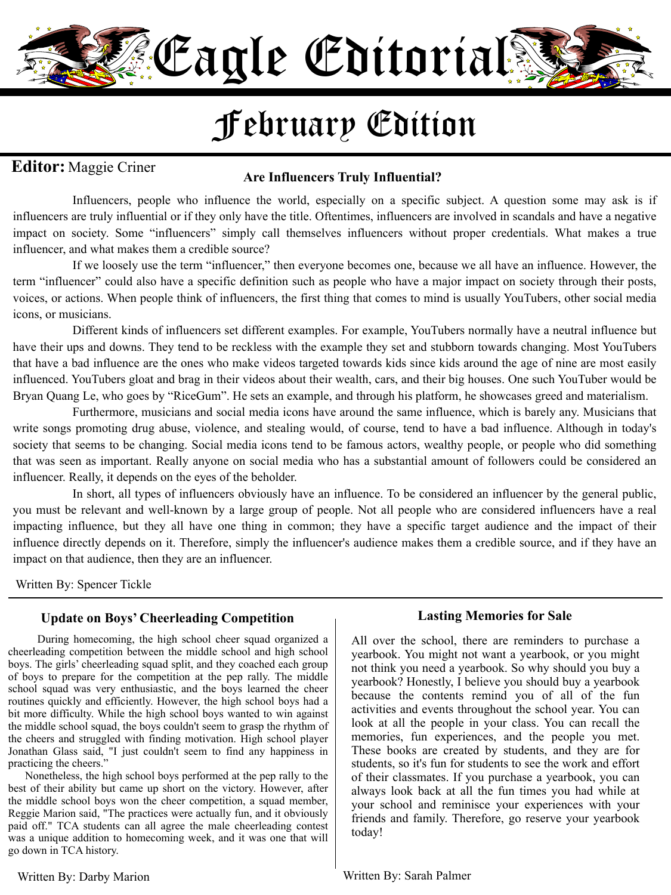# Eagle Editorial

## February Edition

**Editor:** Maggie Criner

### Are Influencers Truly Influential?

Influencers, people who influence the world, especially on a specific subject. A question some may ask is if influencers are truly influential or if they only have the title. Oftentimes, influencers are involved in scandals and have a negative impact on society. Some "influencers" simply call themselves influencers without proper credentials. What makes a true influencer, and what makes them a credible source?

If we loosely use the term "influencer," then everyone becomes one, because we all have an influence. However, the term "influencer" could also have a specific definition such as people who have a major impact on society through their posts, voices, or actions. When people think of influencers, the first thing that comes to mind is usually YouTubers, other social media icons, or musicians.

Different kinds of influencers set different examples. For example, YouTubers normally have a neutral influence but have their ups and downs. They tend to be reckless with the example they set and stubborn towards changing. Most YouTubers that have a bad influence are the ones who make videos targeted towards kids since kids around the age of nine are most easily influenced. YouTubers gloat and brag in their videos about their wealth, cars, and their big houses. One such YouTuber would be Bryan Quang Le, who goes by "RiceGum". He sets an example, and through his platform, he showcases greed and materialism.

Furthermore, musicians and social media icons have around the same influence, which is barely any. Musicians that write songs promoting drug abuse, violence, and stealing would, of course, tend to have a bad influence. Although in today's society that seems to be changing. Social media icons tend to be famous actors, wealthy people, or people who did something that was seen as important. Really anyone on social media who has a substantial amount of followers could be considered an influencer. Really, it depends on the eyes of the beholder.

In short, all types of influencers obviously have an influence. To be considered an influencer by the general public, you must be relevant and well-known by a large group of people. Not all people who are considered influencers have a real impacting influence, but they all have one thing in common; they have a specific target audience and the impact of their influence directly depends on it. Therefore, simply the influencer's audience makes them a credible source, and if they have an impact on that audience, then they are an influencer.

Written By: Spencer Tickle

---

### Update on Boys' Cheerleading Competition

During homecoming, the high school cheer squad organized a cheerleading competition between the middle school and high school boys. The girls' cheerleading squad split, and they coached each group of boys to prepare for the competition at the pep rally. The middle school squad was very enthusiastic, and the boys learned the cheer routines quickly and efficiently. However, the high school boys had a bit more difficulty. While the high school boys wanted to win against the middle school squad, the boys couldn't seem to grasp the rhythm of the cheers and struggled with finding motivation. High school player Jonathan Glass said, "I just couldn't seem to find any happiness in practicing the cheers."

Nonetheless, the high school boys performed at the pep rally to the best of their ability but came up short on the victory. However, after the middle school boys won the cheer competition, a squad member, Reggie Marion said, "The practices were actually fun, and it obviously paid off." TCA students can all agree the male cheerleading contest was a unique addition to homecoming week, and it was one that will go down in TCA history.

Written By: Darby Marion

### Lasting Memories for Sale

All over the school, there are reminders to purchase a yearbook. You might not want a yearbook, or you might not think you need a yearbook. So why should you buy a yearbook? Honestly, I believe you should buy a yearbook because the contents remind you of all of the fun activities and events throughout the school year. You can look at all the people in your class. You can recall the memories, fun experiences, and the people you met. These books are created by students, and they are for students, so it's fun for students to see the work and effort of their classmates. If you purchase a yearbook, you can always look back at all the fun times you had while at your school and reminisce your experiences with your friends and family. Therefore, go reserve your yearbook today!

Written By: Sarah Palmer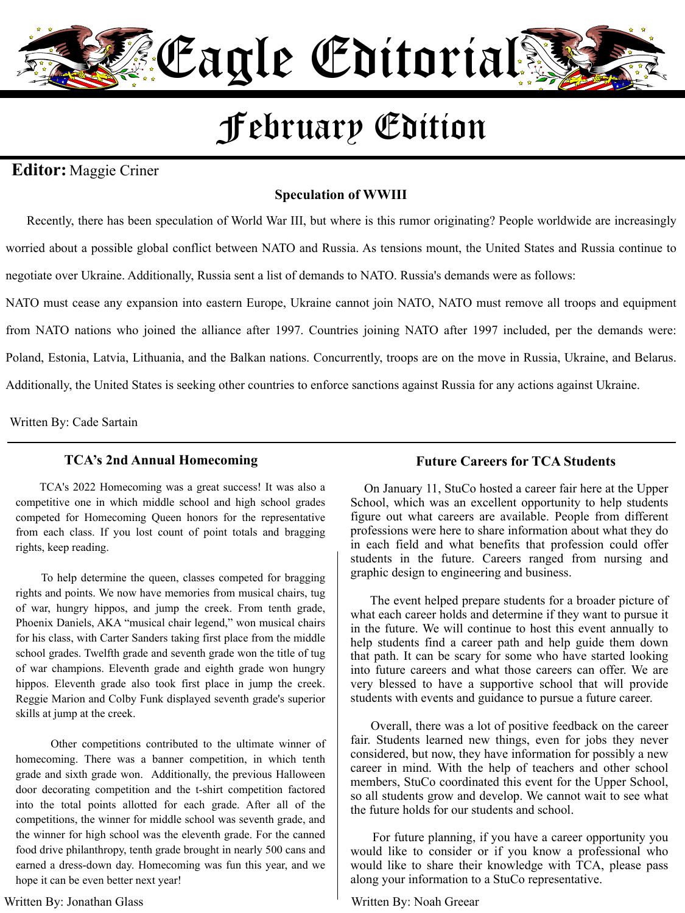# Eagle Editorial

## February Edition

**Editor:** Maggie Criner

### Speculation of WWIII

Recently, there has been speculation of World War III, but where is this rumor originating? People worldwide are increasingly worried about a possible global conflict between NATO and Russia. As tensions mount, the United States and Russia continue to negotiate over Ukraine. Additionally, Russia sent a list of demands to NATO. Russia's demands were as follows:

NATO must cease any expansion into eastern Europe, Ukraine cannot join NATO, NATO must remove all troops and equipment from NATO nations who joined the alliance after 1997. Countries joining NATO after 1997 included, per the demands were: Poland, Estonia, Latvia, Lithuania, and the Balkan nations. Concurrently, troops are on the move in Russia, Ukraine, and Belarus. Additionally, the United States is seeking other countries to enforce sanctions against Russia for any actions against Ukraine.

Written By: Cade Sartain

### TCA's 2nd Annual Homecoming

TCA's 2022 Homecoming was a great success! It was also a competitive one in which middle school and high school grades competed for Homecoming Queen honors for the representative from each class. If you lost count of point totals and bragging rights, keep reading.

To help determine the queen, classes competed for bragging rights and points. We now have memories from musical chairs, tug of war, hungry hippos, and jump the creek. From tenth grade, Phoenix Daniels, AKA "musical chair legend," won musical chairs for his class, with Carter Sanders taking first place from the middle school grades. Twelfth grade and seventh grade won the title of tug of war champions. Eleventh grade and eighth grade won hungry hippos. Eleventh grade also took first place in jump the creek. Reggie Marion and Colby Funk displayed seventh grade's superior skills at jump at the creek.

Other competitions contributed to the ultimate winner of homecoming. There was a banner competition, in which tenth grade and sixth grade won. Additionally, the previous Halloween door decorating competition and the t-shirt competition factored into the total points allotted for each grade. After all of the competitions, the winner for middle school was seventh grade, and the winner for high school was the eleventh grade. For the canned food drive philanthropy, tenth grade brought in nearly 500 cans and earned a dress-down day. Homecoming was fun this year, and we hope it can be even better next year!

Written By: Jonathan Glass

### Future Careers for TCA Students

On January 11, StuCo hosted a career fair here at the Upper School, which was an excellent opportunity to help students figure out what careers are available. People from different professions were here to share information about what they do in each field and what benefits that profession could offer students in the future. Careers ranged from nursing and graphic design to engineering and business.

The event helped prepare students for a broader picture of what each career holds and determine if they want to pursue it in the future. We will continue to host this event annually to help students find a career path and help guide them down that path. It can be scary for some who have started looking into future careers and what those careers can offer. We are very blessed to have a supportive school that will provide students with events and guidance to pursue a future career.

Overall, there was a lot of positive feedback on the career fair. Students learned new things, even for jobs they never considered, but now, they have information for possibly a new career in mind. With the help of teachers and other school members, StuCo coordinated this event for the Upper School, so all students grow and develop. We cannot wait to see what the future holds for our students and school.

For future planning, if you have a career opportunity you would like to consider or if you know a professional who would like to share their knowledge with TCA, please pass along your information to a StuCo representative.

Written By: Noah Greear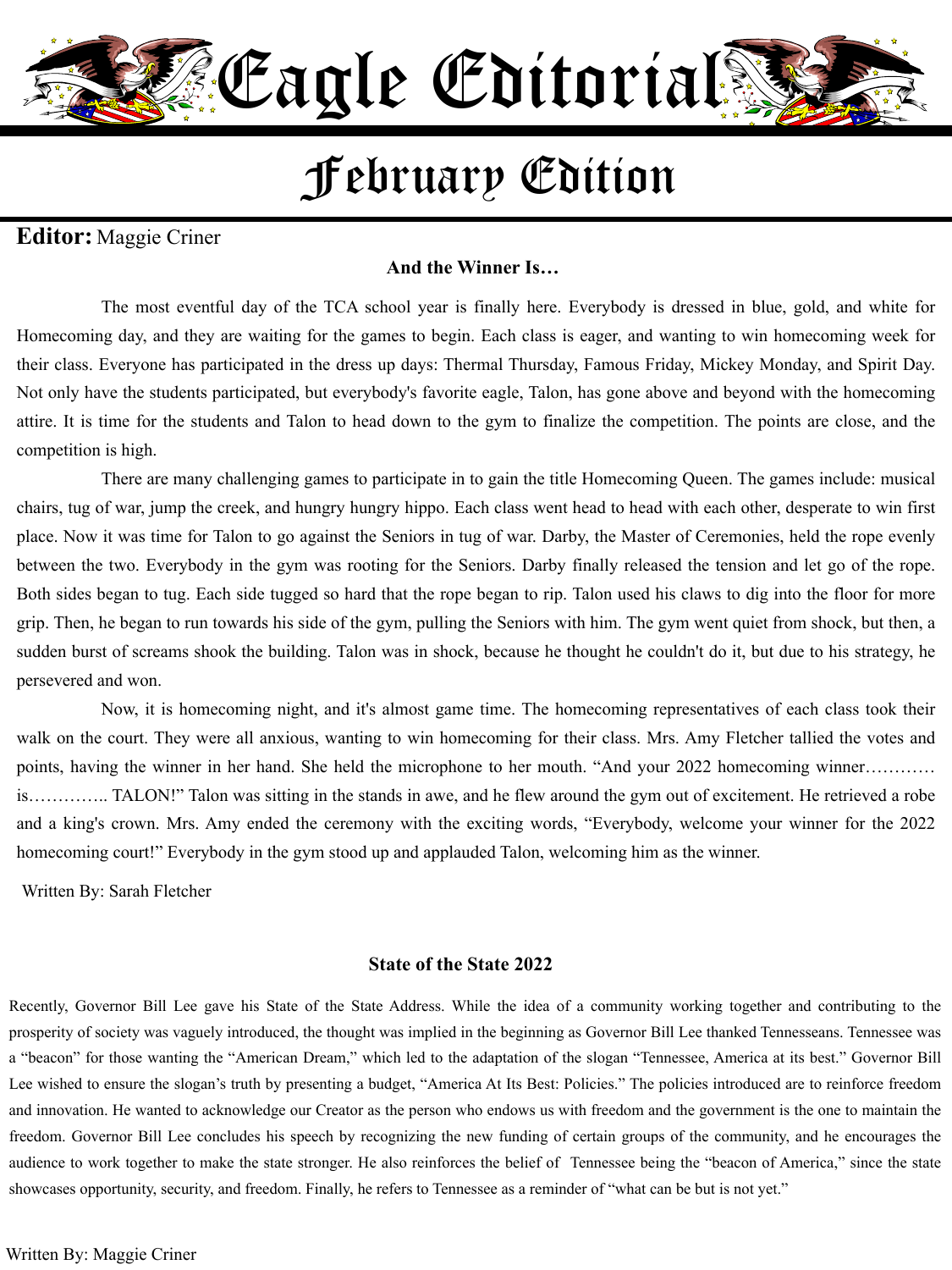# Eagle Editorial

## February Edition

**Editor:** Maggie Criner

### And the Winner Is…

The most eventful day of the TCA school year is finally here. Everybody is dressed in blue, gold, and white for Homecoming day, and they are waiting for the games to begin. Each class is eager, and wanting to win homecoming week for their class. Everyone has participated in the dress up days: Thermal Thursday, Famous Friday, Mickey Monday, and Spirit Day. Not only have the students participated, but everybody's favorite eagle, Talon, has gone above and beyond with the homecoming attire. It is time for the students and Talon to head down to the gym to finalize the competition. The points are close, and the competition is high.

There are many challenging games to participate in to gain the title Homecoming Queen. The games include: musical chairs, tug of war, jump the creek, and hungry hungry hippo. Each class went head to head with each other, desperate to win first place. Now it was time for Talon to go against the Seniors in tug of war. Darby, the Master of Ceremonies, held the rope evenly between the two. Everybody in the gym was rooting for the Seniors. Darby finally released the tension and let go of the rope. Both sides began to tug. Each side tugged so hard that the rope began to rip. Talon used his claws to dig into the floor for more grip. Then, he began to run towards his side of the gym, pulling the Seniors with him. The gym went quiet from shock, but then, a sudden burst of screams shook the building. Talon was in shock, because he thought he couldn't do it, but due to his strategy, he persevered and won.

Now, it is homecoming night, and it's almost game time. The homecoming representatives of each class took their walk on the court. They were all anxious, wanting to win homecoming for their class. Mrs. Amy Fletcher tallied the votes and points, having the winner in her hand. She held the microphone to her mouth. "And your 2022 homecoming winner………… is………….. TALON!" Talon was sitting in the stands in awe, and he flew around the gym out of excitement. He retrieved a robe and a king's crown. Mrs. Amy ended the ceremony with the exciting words, "Everybody, welcome your winner for the 2022 homecoming court!" Everybody in the gym stood up and applauded Talon, welcoming him as the winner.

Written By: Sarah Fletcher

### State of the State 2022

Recently, Governor Bill Lee gave his State of the State Address. While the idea of a community working together and contributing to the prosperity of society was vaguely introduced, the thought was implied in the beginning as Governor Bill Lee thanked Tennesseans. Tennessee was a "beacon" for those wanting the "American Dream," which led to the adaptation of the slogan "Tennessee, America at its best." Governor Bill Lee wished to ensure the slogan's truth by presenting a budget, "America At Its Best: Policies." The policies introduced are to reinforce freedom and innovation. He wanted to acknowledge our Creator as the person who endows us with freedom and the government is the one to maintain the freedom. Governor Bill Lee concludes his speech by recognizing the new funding of certain groups of the community, and he encourages the audience to work together to make the state stronger. He also reinforces the belief of Tennessee being the "beacon of America," since the state showcases opportunity, security, and freedom. Finally, he refers to Tennessee as a reminder of "what can be but is not yet."

Written By: Maggie Criner